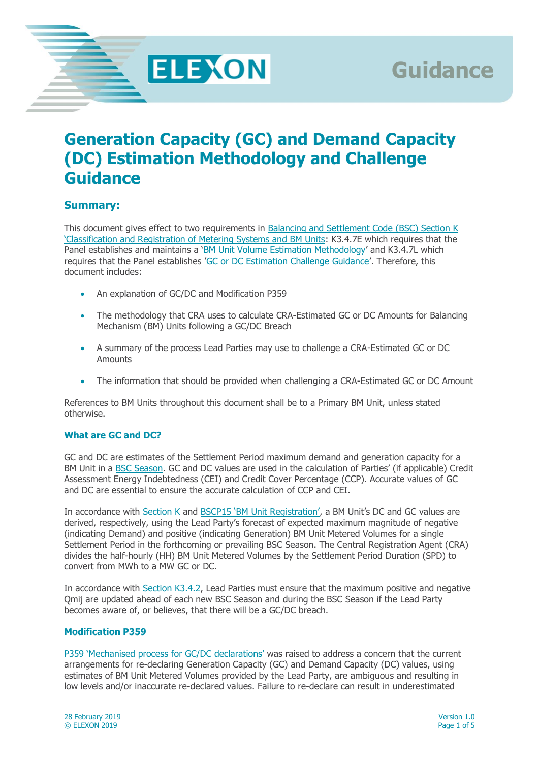# Generation Capacity (GC) and Demand Capacity (DC) Estimation Methodology and Challenge Guidance

## Summary:

This document gives effect to two requirements in Balancing and Settlement Code (BSC) Section K 'Classification and Registration of Metering Systems and BM Units': K3.4.7E which requires that the Panel establishes and maintains a 'BM Unit Volume Estimation Methodology' and K3.4.7L which requires that the Panel establishes 'GC or DC Estimation Challenge Guidance'. Therefore, this document includes:

- An explanation of GC/DC and Modification P359
- The methodology that CRA uses to calculate CRA-Estimated GC or DC Amounts for Balancing Mechanism (BM) Units following a GC/DC Breach
- A summary of the process Lead Parties may use to challenge a CRA-Estimated GC or DC Amounts
- The information that should be provided when challenging a CRA-Estimated GC or DC Amount

References to BM Units throughout this document shall be to a Primary BM Unit, unless stated otherwise.

### What are GC and DC?

GC and DC are estimates of the Settlement Period maximum demand and generation capacity for a BM Unit in a BSC Season. GC and DC values are used in the calculation of Parties' (if applicable) Credit Assessment Energy Indebtedness (CEI) and Credit Cover Percentage (CCP). Accurate values of GC and DC are essential to ensure the accurate calculation of CCP and CEI.

In accordance with Section K and BSCP15 'BM Unit Registration', a BM Unit's DC and GC values are derived, respectively, using the Lead Party's forecast of expected maximum magnitude of negative (indicating Demand) and positive (indicating Generation) BM Unit Metered Volumes for a single Settlement Period in the forthcoming or prevailing BSC Season. The Central Registration Agent (CRA) divides the half-hourly (HH) BM Unit Metered Volumes by the Settlement Period Duration (SPD) to convert from MWh to a MW GC or DC.

In accordance with Section K3.4.2, Lead Parties must ensure that the maximum positive and negative Qmij are updated ahead of each new BSC Season and during the BSC Season if the Lead Party becomes aware of, or believes, that there will be a GC/DC breach.

### Modification P359

P359 'Mechanised process for GC/DC declarations' was raised to address a concern that the current arrangements for re-declaring Generation Capacity (GC) and Demand Capacity (DC) values, using estimates of BM Unit Metered Volumes provided by the Lead Party, are ambiguous and resulting in low levels and/or inaccurate re-declared values. Failure to re-declare can result in underestimated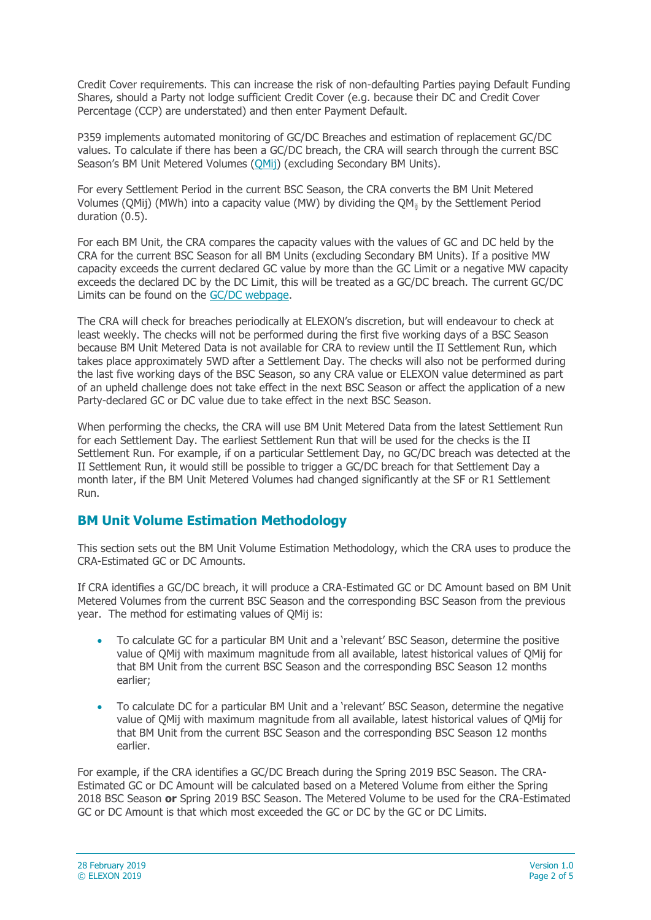Credit Cover requirements. This can increase the risk of non-defaulting Parties paying Default Funding Shares, should a Party not lodge sufficient Credit Cover (e.g. because their DC and Credit Cover Percentage (CCP) are understated) and then enter Payment Default.

P359 implements automated monitoring of GC/DC Breaches and estimation of replacement GC/DC values. To calculate if there has been a GC/DC breach, the CRA will search through the current BSC Season's BM Unit Metered Volumes (QMij) (excluding Secondary BM Units).

For every Settlement Period in the current BSC Season, the CRA converts the BM Unit Metered Volumes (QMij) (MWh) into a capacity value (MW) by dividing the $QM_{ij}$ by the Settlement Period duration (0.5).

For each BM Unit, the CRA compares the capacity values with the values of GC and DC held by the CRA for the current BSC Season for all BM Units (excluding Secondary BM Units). If a positive MW capacity exceeds the current declared GC value by more than the GC Limit or a negative MW capacity exceeds the declared DC by the DC Limit, this will be treated as a GC/DC breach. The current GC/DC Limits can be found on the GC/DC webpage.

The CRA will check for breaches periodically at ELEXON's discretion, but will endeavour to check at least weekly. The checks will not be performed during the first five working days of a BSC Season because BM Unit Metered Data is not available for CRA to review until the II Settlement Run, which takes place approximately 5WD after a Settlement Day. The checks will also not be performed during the last five working days of the BSC Season, so any CRA value or ELEXON value determined as part of an upheld challenge does not take effect in the next BSC Season or affect the application of a new Party-declared GC or DC value due to take effect in the next BSC Season.

When performing the checks, the CRA will use BM Unit Metered Data from the latest Settlement Run for each Settlement Day. The earliest Settlement Run that will be used for the checks is the II Settlement Run. For example, if on a particular Settlement Day, no GC/DC breach was detected at the II Settlement Run, it would still be possible to trigger a GC/DC breach for that Settlement Day a month later, if the BM Unit Metered Volumes had changed significantly at the SF or R1 Settlement Run.

## BM Unit Volume Estimation Methodology

This section sets out the BM Unit Volume Estimation Methodology, which the CRA uses to produce the CRA-Estimated GC or DC Amounts.

If CRA identifies a GC/DC breach, it will produce a CRA-Estimated GC or DC Amount based on BM Unit Metered Volumes from the current BSC Season and the corresponding BSC Season from the previous year. The method for estimating values of QMij is:

- To calculate GC for a particular BM Unit and a 'relevant' BSC Season, determine the positive value of QMij with maximum magnitude from all available, latest historical values of QMij for that BM Unit from the current BSC Season and the corresponding BSC Season 12 months earlier;
- To calculate DC for a particular BM Unit and a 'relevant' BSC Season, determine the negative value of QMij with maximum magnitude from all available, latest historical values of QMij for that BM Unit from the current BSC Season and the corresponding BSC Season 12 months earlier.

For example, if the CRA identifies a GC/DC Breach during the Spring 2019 BSC Season. The CRA-Estimated GC or DC Amount will be calculated based on a Metered Volume from either the Spring 2018 BSC Season **or** Spring 2019 BSC Season. The Metered Volume to be used for the CRA-Estimated GC or DC Amount is that which most exceeded the GC or DC by the GC or DC Limits.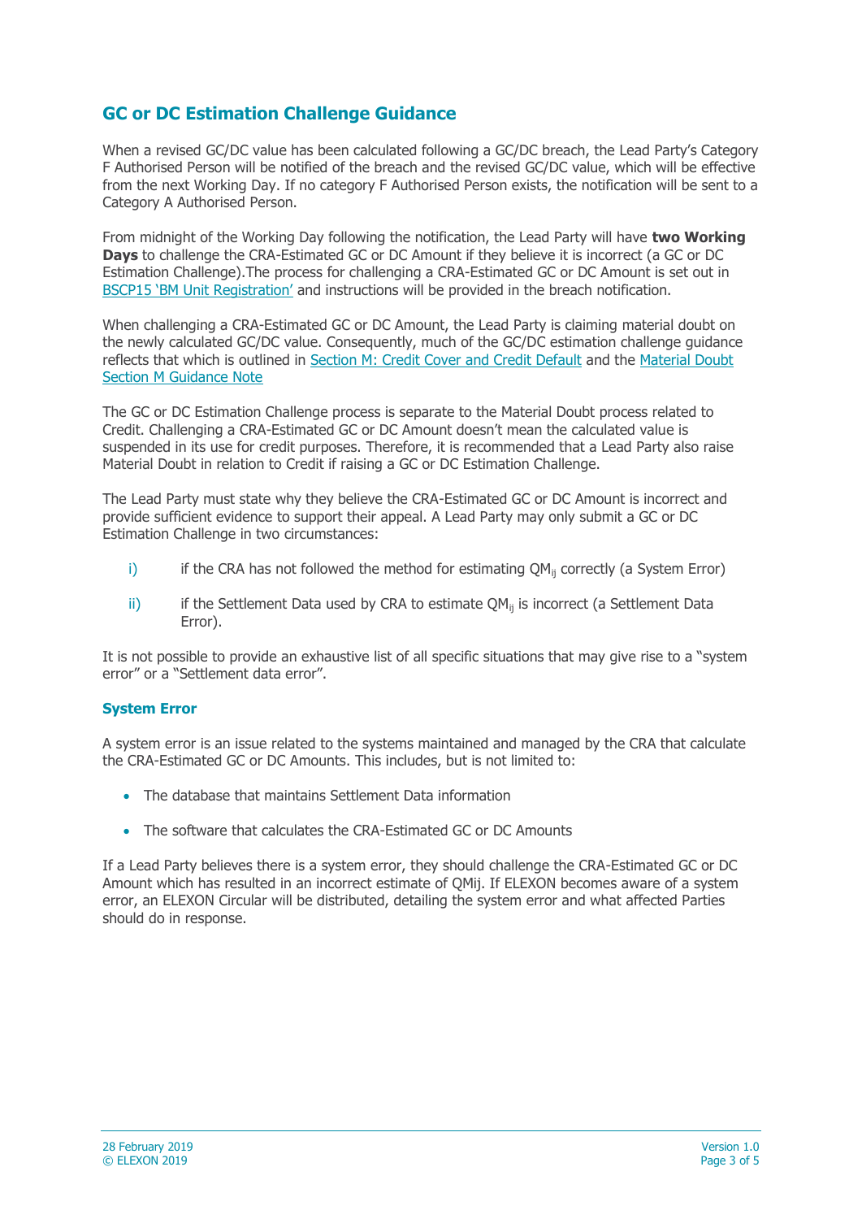## GC or DC Estimation Challenge Guidance

When a revised GC/DC value has been calculated following a GC/DC breach, the Lead Party's Category F Authorised Person will be notified of the breach and the revised GC/DC value, which will be effective from the next Working Day. If no category F Authorised Person exists, the notification will be sent to a Category A Authorised Person.

From midnight of the Working Day following the notification, the Lead Party will have **two Working Days** to challenge the CRA-Estimated GC or DC Amount if they believe it is incorrect (a GC or DC Estimation Challenge).The process for challenging a CRA-Estimated GC or DC Amount is set out in BSCP15 'BM Unit Registration' and instructions will be provided in the breach notification.

When challenging a CRA-Estimated GC or DC Amount, the Lead Party is claiming material doubt on the newly calculated GC/DC value. Consequently, much of the GC/DC estimation challenge guidance reflects that which is outlined in Section M: Credit Cover and Credit Default and the Material Doubt Section M Guidance Note

The GC or DC Estimation Challenge process is separate to the Material Doubt process related to Credit. Challenging a CRA-Estimated GC or DC Amount doesn't mean the calculated value is suspended in its use for credit purposes. Therefore, it is recommended that a Lead Party also raise Material Doubt in relation to Credit if raising a GC or DC Estimation Challenge.

The Lead Party must state why they believe the CRA-Estimated GC or DC Amount is incorrect and provide sufficient evidence to support their appeal. A Lead Party may only submit a GC or DC Estimation Challenge in two circumstances:

i) if the CRA has not followed the method for estimating $QM_{ij}$ correctly (a System Error)

ii) if the Settlement Data used by CRA to estimate $QM_{ij}$ is incorrect (a Settlement Data Error).

It is not possible to provide an exhaustive list of all specific situations that may give rise to a "system error" or a "Settlement data error".

### System Error

A system error is an issue related to the systems maintained and managed by the CRA that calculate the CRA-Estimated GC or DC Amounts. This includes, but is not limited to:

- The database that maintains Settlement Data information
- The software that calculates the CRA-Estimated GC or DC Amounts

If a Lead Party believes there is a system error, they should challenge the CRA-Estimated GC or DC Amount which has resulted in an incorrect estimate of QMij. If ELEXON becomes aware of a system error, an ELEXON Circular will be distributed, detailing the system error and what affected Parties should do in response.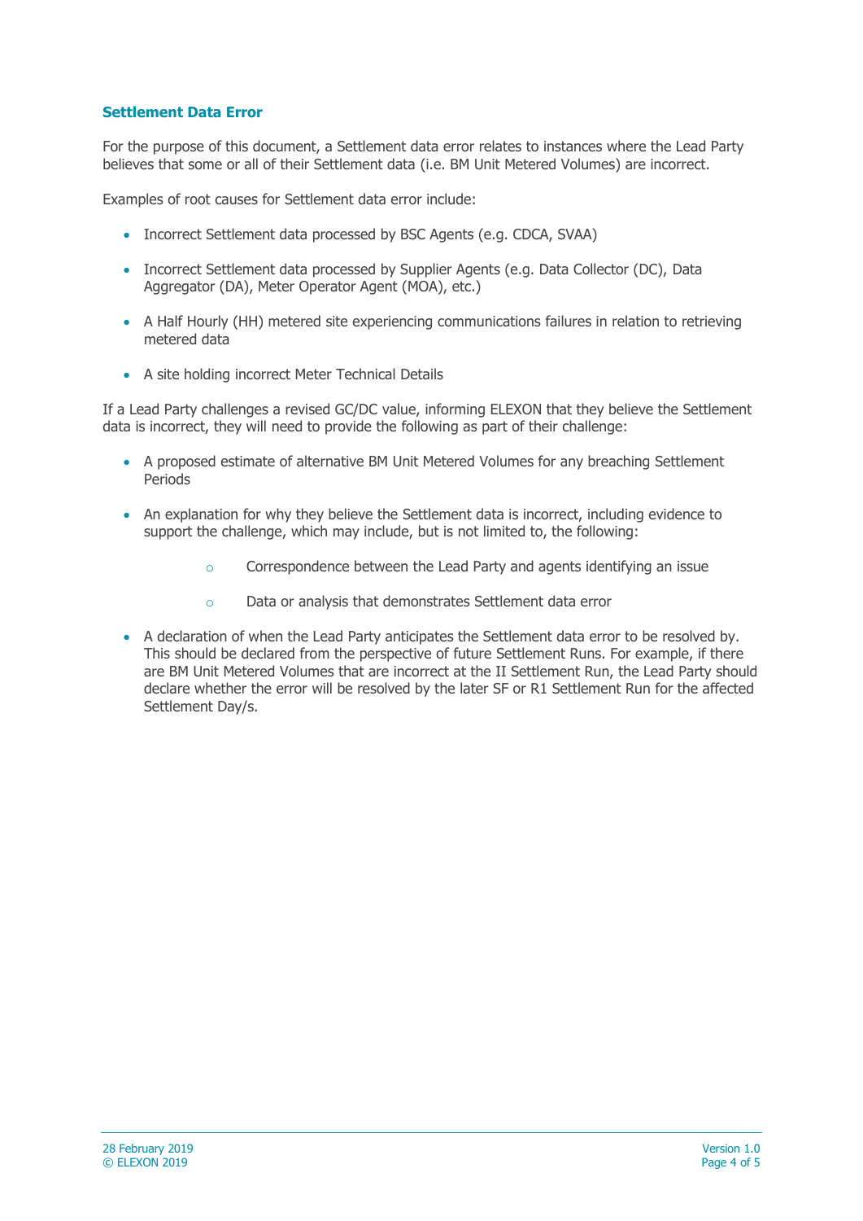## Settlement Data Error

For the purpose of this document, a Settlement data error relates to instances where the Lead Party believes that some or all of their Settlement data (i.e. BM Unit Metered Volumes) are incorrect.

Examples of root causes for Settlement data error include:

- Incorrect Settlement data processed by BSC Agents (e.g. CDCA, SVAA)
- Incorrect Settlement data processed by Supplier Agents (e.g. Data Collector (DC), Data Aggregator (DA), Meter Operator Agent (MOA), etc.)
- A Half Hourly (HH) metered site experiencing communications failures in relation to retrieving metered data
- A site holding incorrect Meter Technical Details

If a Lead Party challenges a revised GC/DC value, informing ELEXON that they believe the Settlement data is incorrect, they will need to provide the following as part of their challenge:

- A proposed estimate of alternative BM Unit Metered Volumes for any breaching Settlement Periods
- An explanation for why they believe the Settlement data is incorrect, including evidence to support the challenge, which may include, but is not limited to, the following:
  - Correspondence between the Lead Party and agents identifying an issue
  - Data or analysis that demonstrates Settlement data error
- A declaration of when the Lead Party anticipates the Settlement data error to be resolved by. This should be declared from the perspective of future Settlement Runs. For example, if there are BM Unit Metered Volumes that are incorrect at the II Settlement Run, the Lead Party should declare whether the error will be resolved by the later SF or R1 Settlement Run for the affected Settlement Day/s.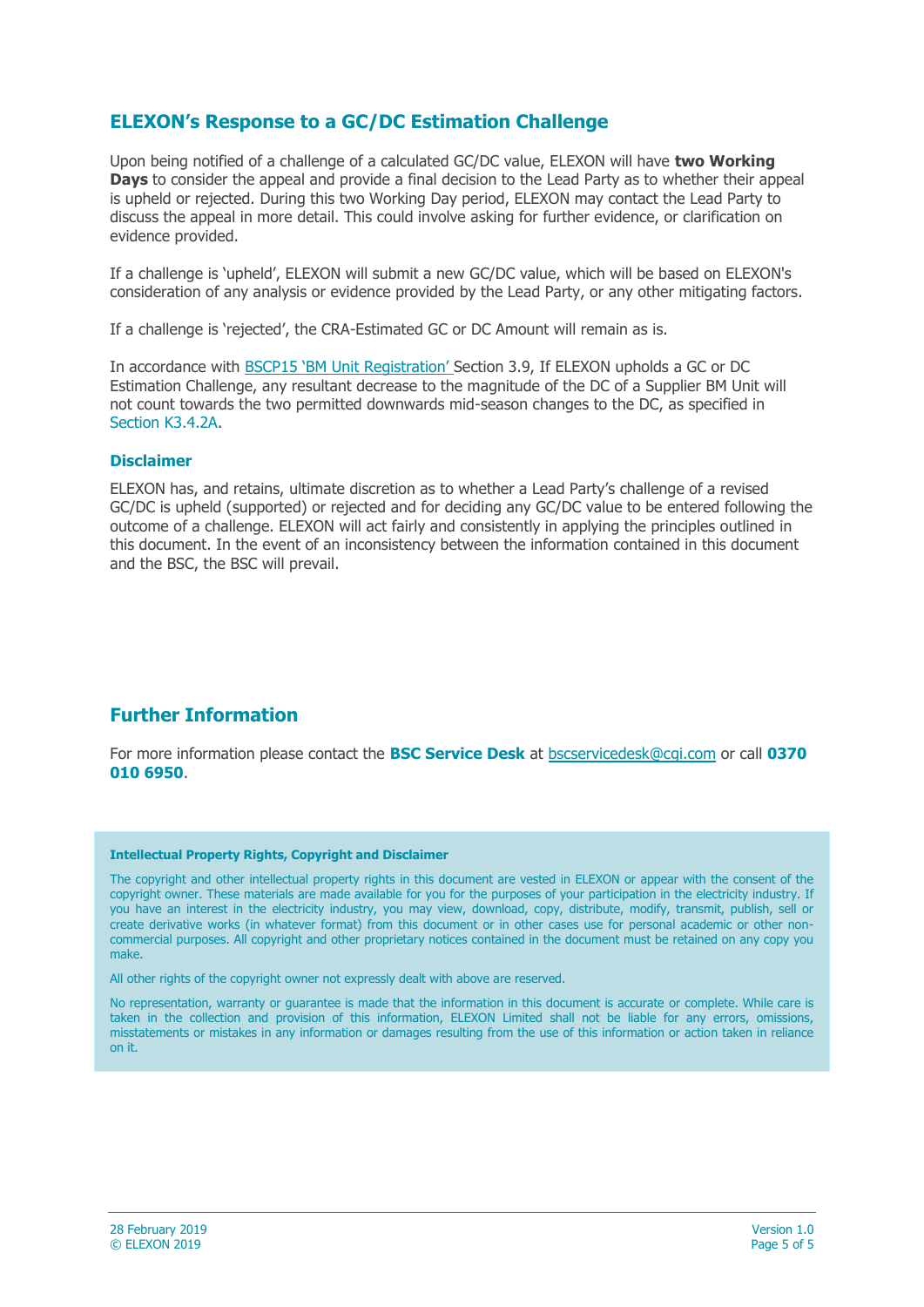## ELEXON's Response to a GC/DC Estimation Challenge

Upon being notified of a challenge of a calculated GC/DC value, ELEXON will have **two Working Days** to consider the appeal and provide a final decision to the Lead Party as to whether their appeal is upheld or rejected. During this two Working Day period, ELEXON may contact the Lead Party to discuss the appeal in more detail. This could involve asking for further evidence, or clarification on evidence provided.

If a challenge is 'upheld', ELEXON will submit a new GC/DC value, which will be based on ELEXON's consideration of any analysis or evidence provided by the Lead Party, or any other mitigating factors.

If a challenge is 'rejected', the CRA-Estimated GC or DC Amount will remain as is.

In accordance with BSCP15 'BM Unit Registration' Section 3.9, If ELEXON upholds a GC or DC Estimation Challenge, any resultant decrease to the magnitude of the DC of a Supplier BM Unit will not count towards the two permitted downwards mid-season changes to the DC, as specified in Section K3.4.2A.

### Disclaimer

ELEXON has, and retains, ultimate discretion as to whether a Lead Party's challenge of a revised GC/DC is upheld (supported) or rejected and for deciding any GC/DC value to be entered following the outcome of a challenge. ELEXON will act fairly and consistently in applying the principles outlined in this document. In the event of an inconsistency between the information contained in this document and the BSC, the BSC will prevail.

## Further Information

For more information please contact the **BSC Service Desk** at bscservicedesk@cgi.com or call **0370 010 6950**.

**Intellectual Property Rights, Copyright and Disclaimer**

The copyright and other intellectual property rights in this document are vested in ELEXON or appear with the consent of the copyright owner. These materials are made available for you for the purposes of your participation in the electricity industry. If you have an interest in the electricity industry, you may view, download, copy, distribute, modify, transmit, publish, sell or create derivative works (in whatever format) from this document or in other cases use for personal academic or other non-commercial purposes. All copyright and other proprietary notices contained in the document must be retained on any copy you make.

All other rights of the copyright owner not expressly dealt with above are reserved.

No representation, warranty or guarantee is made that the information in this document is accurate or complete. While care is taken in the collection and provision of this information, ELEXON Limited shall not be liable for any errors, omissions, misstatements or mistakes in any information or damages resulting from the use of this information or action taken in reliance on it.